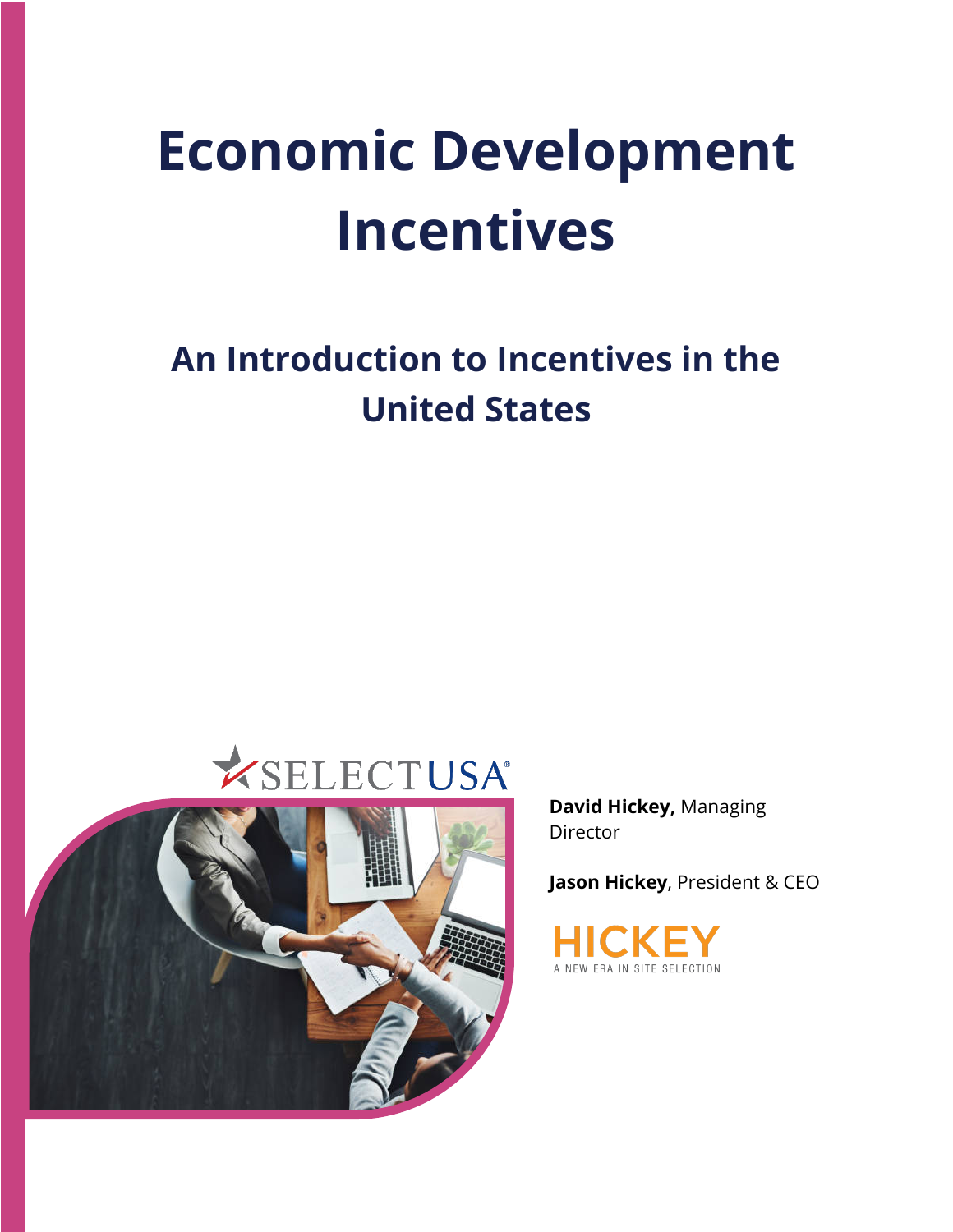# Economic Development Incentives

## An Introduction to Incentives in the United States

SELECTUSA

**David Hickey,** Managing Director

**Jason Hickey**, President & CEO

HICKEY
A NEW ERA IN SITE SELECTION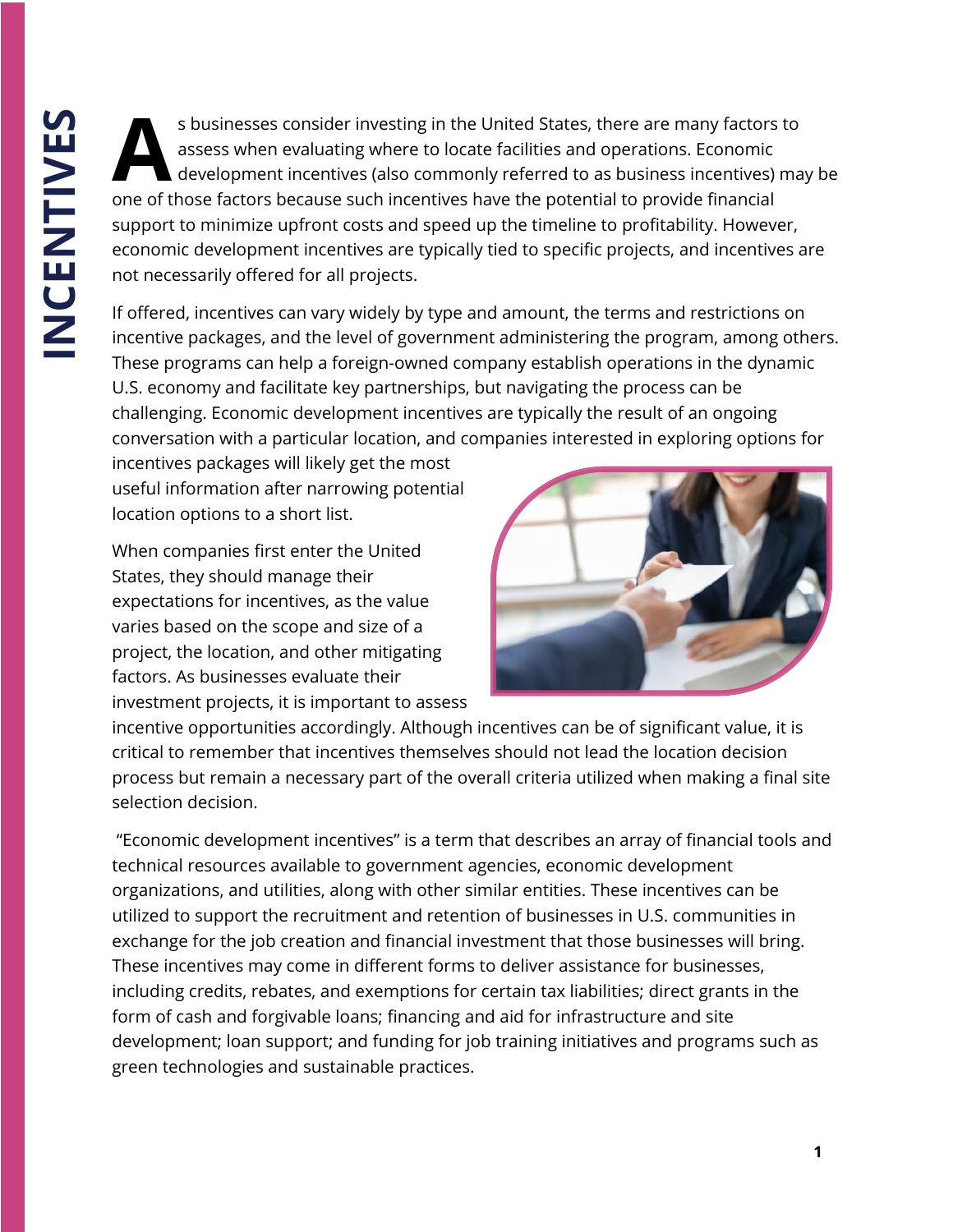# INCENTIVES

As businesses consider investing in the United States, there are many factors to assess when evaluating where to locate facilities and operations. Economic development incentives (also commonly referred to as business incentives) may be one of those factors because such incentives have the potential to provide financial support to minimize upfront costs and speed up the timeline to profitability. However, economic development incentives are typically tied to specific projects, and incentives are not necessarily offered for all projects.

If offered, incentives can vary widely by type and amount, the terms and restrictions on incentive packages, and the level of government administering the program, among others. These programs can help a foreign-owned company establish operations in the dynamic U.S. economy and facilitate key partnerships, but navigating the process can be challenging. Economic development incentives are typically the result of an ongoing conversation with a particular location, and companies interested in exploring options for incentives packages will likely get the most useful information after narrowing potential location options to a short list.

When companies first enter the United States, they should manage their expectations for incentives, as the value varies based on the scope and size of a project, the location, and other mitigating factors. As businesses evaluate their investment projects, it is important to assess incentive opportunities accordingly. Although incentives can be of significant value, it is critical to remember that incentives themselves should not lead the location decision process but remain a necessary part of the overall criteria utilized when making a final site selection decision.

"Economic development incentives" is a term that describes an array of financial tools and technical resources available to government agencies, economic development organizations, and utilities, along with other similar entities. These incentives can be utilized to support the recruitment and retention of businesses in U.S. communities in exchange for the job creation and financial investment that those businesses will bring. These incentives may come in different forms to deliver assistance for businesses, including credits, rebates, and exemptions for certain tax liabilities; direct grants in the form of cash and forgivable loans; financing and aid for infrastructure and site development; loan support; and funding for job training initiatives and programs such as green technologies and sustainable practices.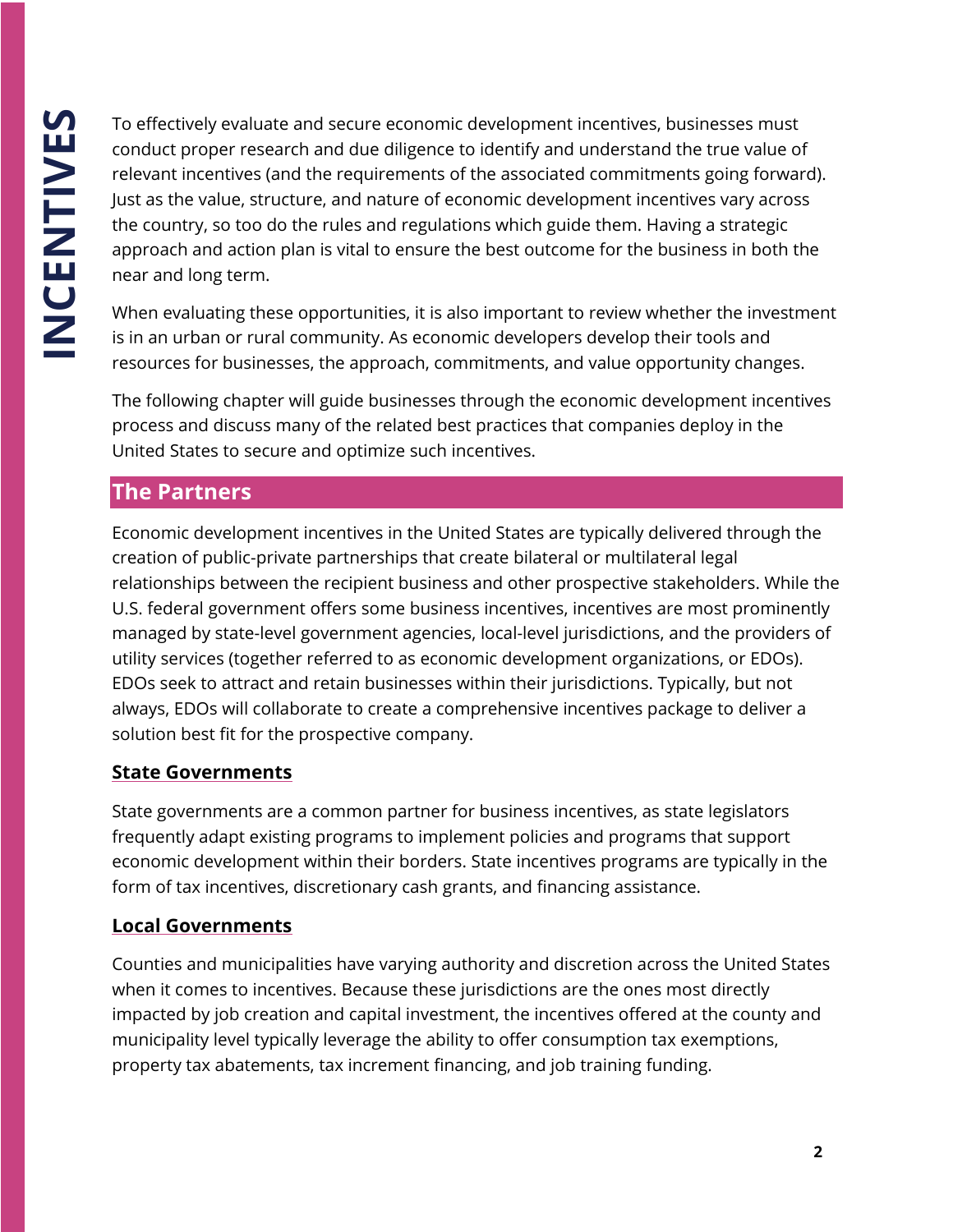To effectively evaluate and secure economic development incentives, businesses must conduct proper research and due diligence to identify and understand the true value of relevant incentives (and the requirements of the associated commitments going forward). Just as the value, structure, and nature of economic development incentives vary across the country, so too do the rules and regulations which guide them. Having a strategic approach and action plan is vital to ensure the best outcome for the business in both the near and long term.

When evaluating these opportunities, it is also important to review whether the investment is in an urban or rural community. As economic developers develop their tools and resources for businesses, the approach, commitments, and value opportunity changes.

The following chapter will guide businesses through the economic development incentives process and discuss many of the related best practices that companies deploy in the United States to secure and optimize such incentives.

## The Partners

Economic development incentives in the United States are typically delivered through the creation of public-private partnerships that create bilateral or multilateral legal relationships between the recipient business and other prospective stakeholders. While the U.S. federal government offers some business incentives, incentives are most prominently managed by state-level government agencies, local-level jurisdictions, and the providers of utility services (together referred to as economic development organizations, or EDOs). EDOs seek to attract and retain businesses within their jurisdictions. Typically, but not always, EDOs will collaborate to create a comprehensive incentives package to deliver a solution best fit for the prospective company.

### State Governments

State governments are a common partner for business incentives, as state legislators frequently adapt existing programs to implement policies and programs that support economic development within their borders. State incentives programs are typically in the form of tax incentives, discretionary cash grants, and financing assistance.

### Local Governments

Counties and municipalities have varying authority and discretion across the United States when it comes to incentives. Because these jurisdictions are the ones most directly impacted by job creation and capital investment, the incentives offered at the county and municipality level typically leverage the ability to offer consumption tax exemptions, property tax abatements, tax increment financing, and job training funding.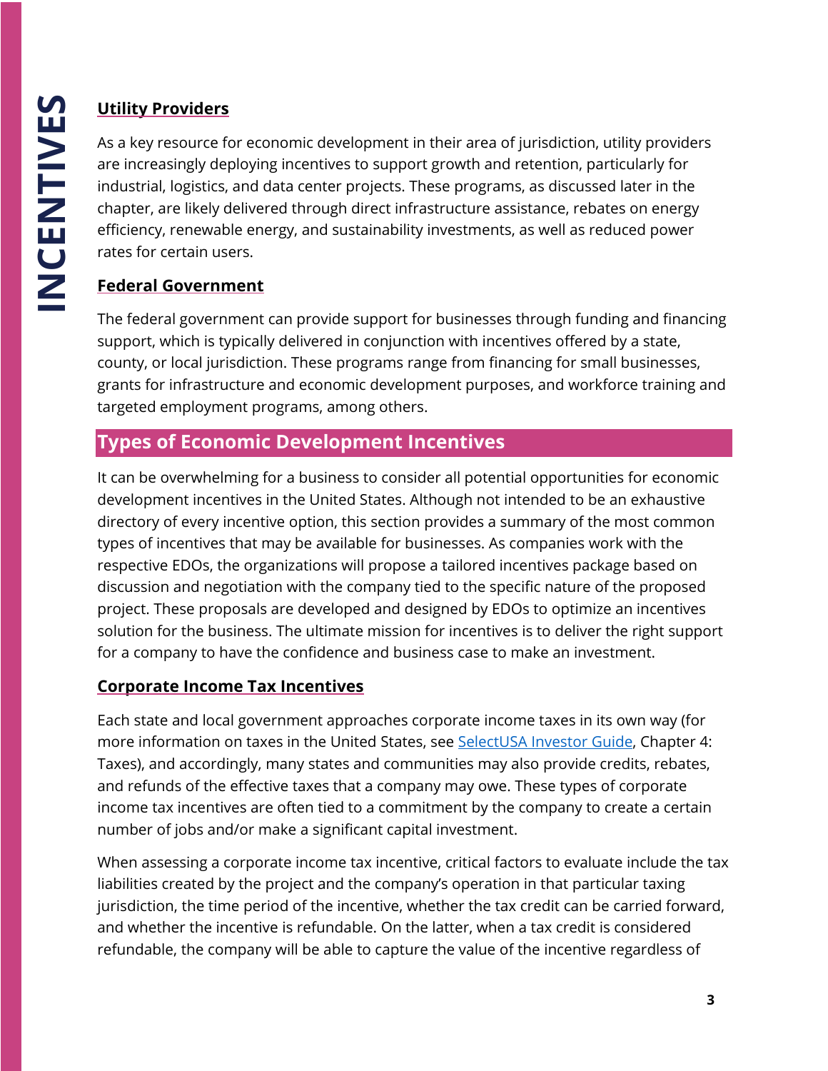### Utility Providers

As a key resource for economic development in their area of jurisdiction, utility providers are increasingly deploying incentives to support growth and retention, particularly for industrial, logistics, and data center projects. These programs, as discussed later in the chapter, are likely delivered through direct infrastructure assistance, rebates on energy efficiency, renewable energy, and sustainability investments, as well as reduced power rates for certain users.

### Federal Government

The federal government can provide support for businesses through funding and financing support, which is typically delivered in conjunction with incentives offered by a state, county, or local jurisdiction. These programs range from financing for small businesses, grants for infrastructure and economic development purposes, and workforce training and targeted employment programs, among others.

## Types of Economic Development Incentives

It can be overwhelming for a business to consider all potential opportunities for economic development incentives in the United States. Although not intended to be an exhaustive directory of every incentive option, this section provides a summary of the most common types of incentives that may be available for businesses. As companies work with the respective EDOs, the organizations will propose a tailored incentives package based on discussion and negotiation with the company tied to the specific nature of the proposed project. These proposals are developed and designed by EDOs to optimize an incentives solution for the business. The ultimate mission for incentives is to deliver the right support for a company to have the confidence and business case to make an investment.

### Corporate Income Tax Incentives

Each state and local government approaches corporate income taxes in its own way (for more information on taxes in the United States, see SelectUSA Investor Guide, Chapter 4: Taxes), and accordingly, many states and communities may also provide credits, rebates, and refunds of the effective taxes that a company may owe. These types of corporate income tax incentives are often tied to a commitment by the company to create a certain number of jobs and/or make a significant capital investment.

When assessing a corporate income tax incentive, critical factors to evaluate include the tax liabilities created by the project and the company's operation in that particular taxing jurisdiction, the time period of the incentive, whether the tax credit can be carried forward, and whether the incentive is refundable. On the latter, when a tax credit is considered refundable, the company will be able to capture the value of the incentive regardless of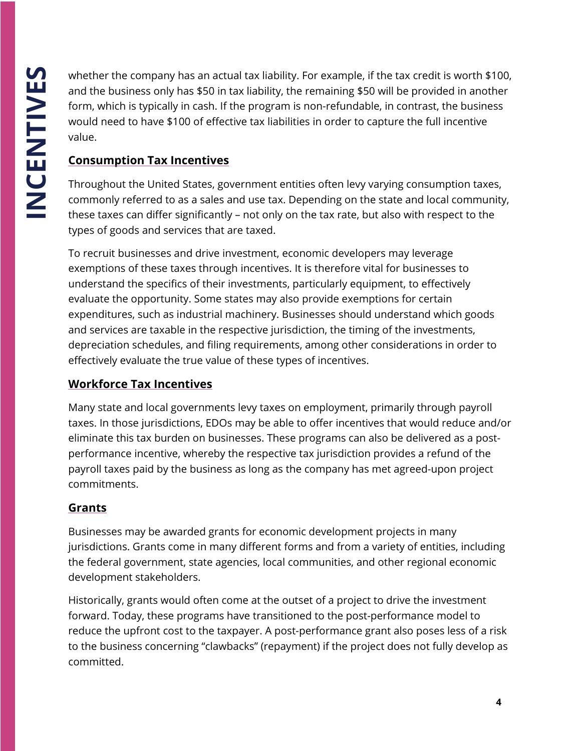whether the company has an actual tax liability. For example, if the tax credit is worth $100, and the business only has $50 in tax liability, the remaining $50 will be provided in another form, which is typically in cash. If the program is non-refundable, in contrast, the business would need to have $100 of effective tax liabilities in order to capture the full incentive value.

### Consumption Tax Incentives

Throughout the United States, government entities often levy varying consumption taxes, commonly referred to as a sales and use tax. Depending on the state and local community, these taxes can differ significantly – not only on the tax rate, but also with respect to the types of goods and services that are taxed.

To recruit businesses and drive investment, economic developers may leverage exemptions of these taxes through incentives. It is therefore vital for businesses to understand the specifics of their investments, particularly equipment, to effectively evaluate the opportunity. Some states may also provide exemptions for certain expenditures, such as industrial machinery. Businesses should understand which goods and services are taxable in the respective jurisdiction, the timing of the investments, depreciation schedules, and filing requirements, among other considerations in order to effectively evaluate the true value of these types of incentives.

### Workforce Tax Incentives

Many state and local governments levy taxes on employment, primarily through payroll taxes. In those jurisdictions, EDOs may be able to offer incentives that would reduce and/or eliminate this tax burden on businesses. These programs can also be delivered as a post-performance incentive, whereby the respective tax jurisdiction provides a refund of the payroll taxes paid by the business as long as the company has met agreed-upon project commitments.

### Grants

Businesses may be awarded grants for economic development projects in many jurisdictions. Grants come in many different forms and from a variety of entities, including the federal government, state agencies, local communities, and other regional economic development stakeholders.

Historically, grants would often come at the outset of a project to drive the investment forward. Today, these programs have transitioned to the post-performance model to reduce the upfront cost to the taxpayer. A post-performance grant also poses less of a risk to the business concerning "clawbacks" (repayment) if the project does not fully develop as committed.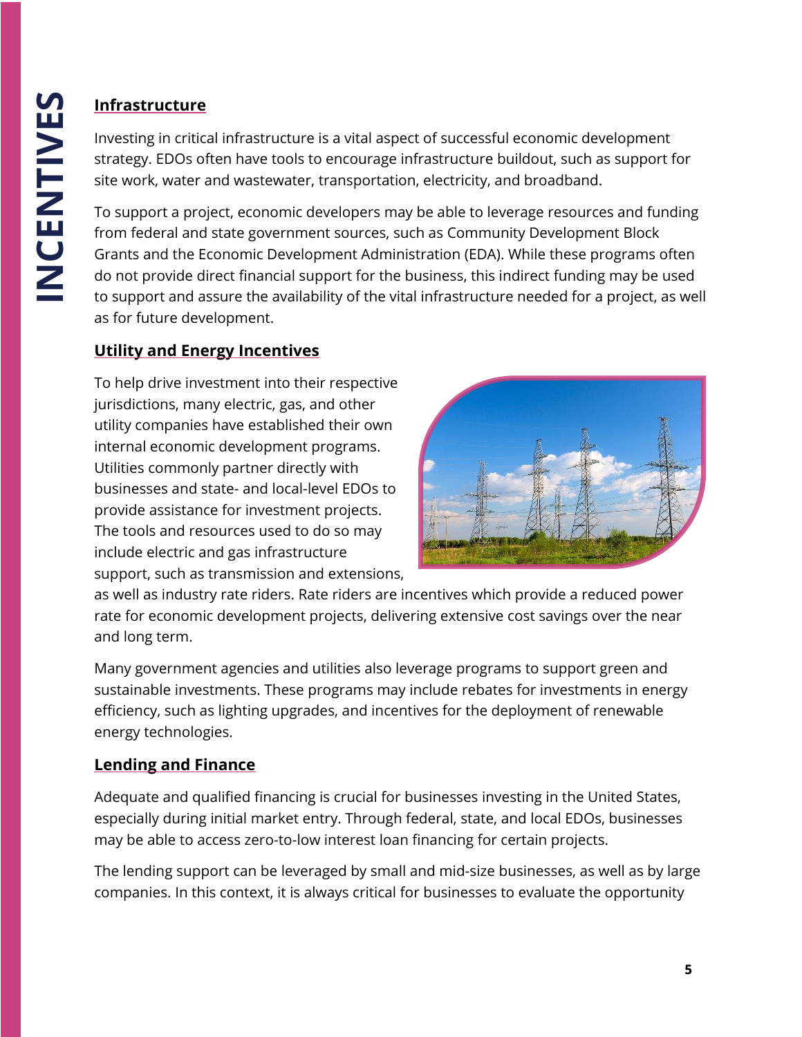## Infrastructure

Investing in critical infrastructure is a vital aspect of successful economic development strategy. EDOs often have tools to encourage infrastructure buildout, such as support for site work, water and wastewater, transportation, electricity, and broadband.

To support a project, economic developers may be able to leverage resources and funding from federal and state government sources, such as Community Development Block Grants and the Economic Development Administration (EDA). While these programs often do not provide direct financial support for the business, this indirect funding may be used to support and assure the availability of the vital infrastructure needed for a project, as well as for future development.

## Utility and Energy Incentives

To help drive investment into their respective jurisdictions, many electric, gas, and other utility companies have established their own internal economic development programs. Utilities commonly partner directly with businesses and state- and local-level EDOs to provide assistance for investment projects. The tools and resources used to do so may include electric and gas infrastructure support, such as transmission and extensions, as well as industry rate riders. Rate riders are incentives which provide a reduced power rate for economic development projects, delivering extensive cost savings over the near and long term.

Many government agencies and utilities also leverage programs to support green and sustainable investments. These programs may include rebates for investments in energy efficiency, such as lighting upgrades, and incentives for the deployment of renewable energy technologies.

## Lending and Finance

Adequate and qualified financing is crucial for businesses investing in the United States, especially during initial market entry. Through federal, state, and local EDOs, businesses may be able to access zero-to-low interest loan financing for certain projects.

The lending support can be leveraged by small and mid-size businesses, as well as by large companies. In this context, it is always critical for businesses to evaluate the opportunity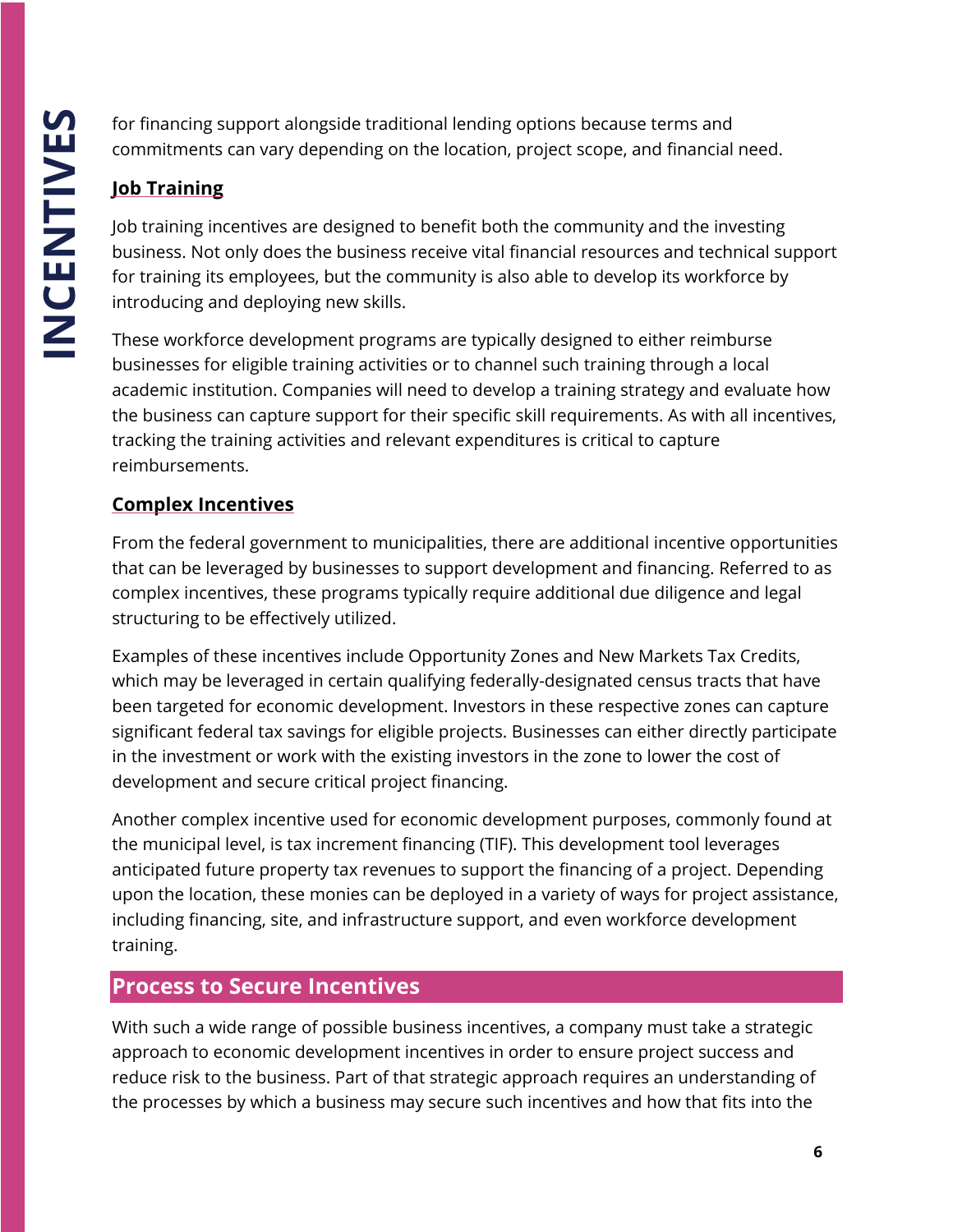for financing support alongside traditional lending options because terms and commitments can vary depending on the location, project scope, and financial need.

### Job Training

Job training incentives are designed to benefit both the community and the investing business. Not only does the business receive vital financial resources and technical support for training its employees, but the community is also able to develop its workforce by introducing and deploying new skills.

These workforce development programs are typically designed to either reimburse businesses for eligible training activities or to channel such training through a local academic institution. Companies will need to develop a training strategy and evaluate how the business can capture support for their specific skill requirements. As with all incentives, tracking the training activities and relevant expenditures is critical to capture reimbursements.

### Complex Incentives

From the federal government to municipalities, there are additional incentive opportunities that can be leveraged by businesses to support development and financing. Referred to as complex incentives, these programs typically require additional due diligence and legal structuring to be effectively utilized.

Examples of these incentives include Opportunity Zones and New Markets Tax Credits, which may be leveraged in certain qualifying federally-designated census tracts that have been targeted for economic development. Investors in these respective zones can capture significant federal tax savings for eligible projects. Businesses can either directly participate in the investment or work with the existing investors in the zone to lower the cost of development and secure critical project financing.

Another complex incentive used for economic development purposes, commonly found at the municipal level, is tax increment financing (TIF). This development tool leverages anticipated future property tax revenues to support the financing of a project. Depending upon the location, these monies can be deployed in a variety of ways for project assistance, including financing, site, and infrastructure support, and even workforce development training.

## Process to Secure Incentives

With such a wide range of possible business incentives, a company must take a strategic approach to economic development incentives in order to ensure project success and reduce risk to the business. Part of that strategic approach requires an understanding of the processes by which a business may secure such incentives and how that fits into the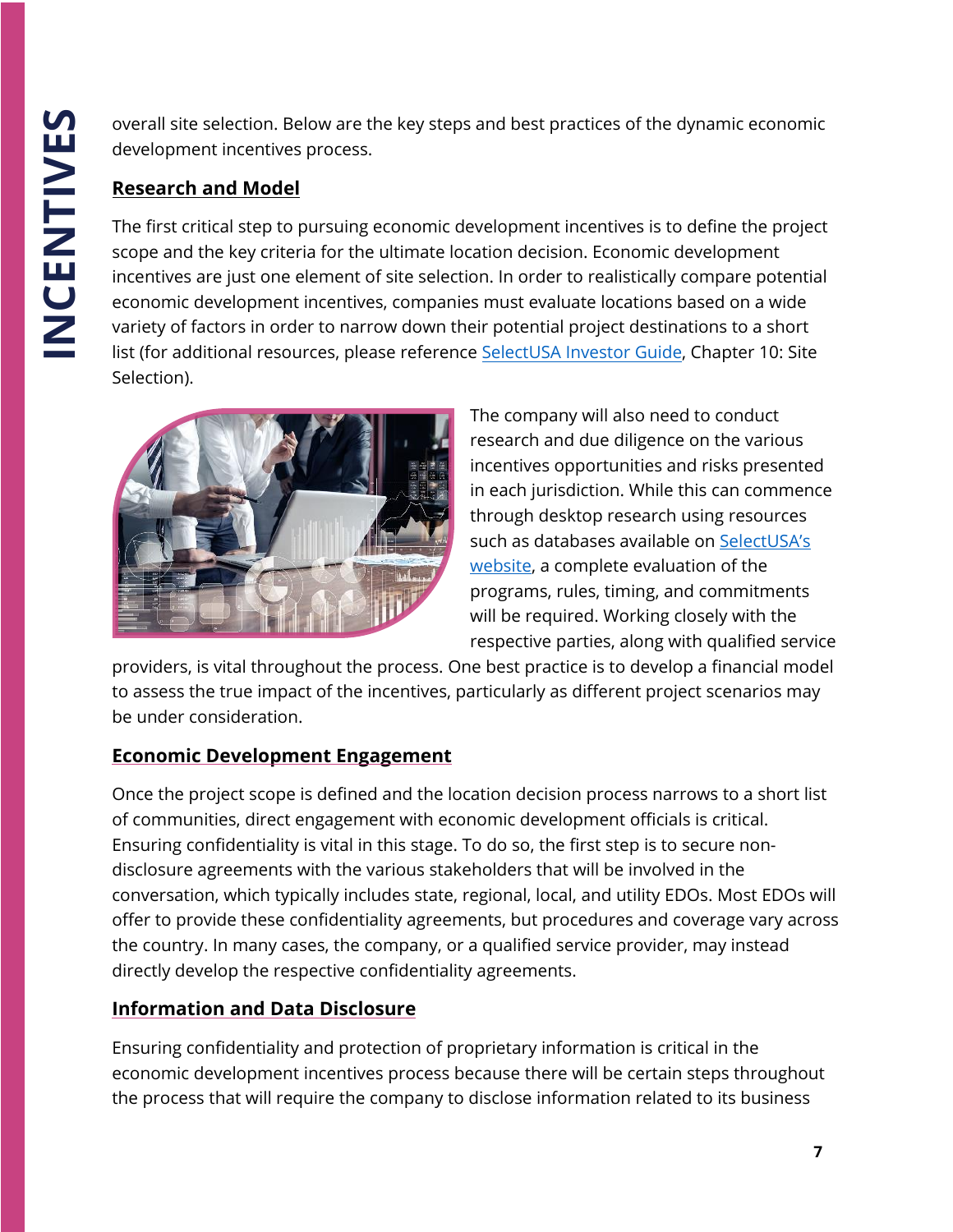overall site selection. Below are the key steps and best practices of the dynamic economic development incentives process.

## Research and Model

The first critical step to pursuing economic development incentives is to define the project scope and the key criteria for the ultimate location decision. Economic development incentives are just one element of site selection. In order to realistically compare potential economic development incentives, companies must evaluate locations based on a wide variety of factors in order to narrow down their potential project destinations to a short list (for additional resources, please reference SelectUSA Investor Guide, Chapter 10: Site Selection).

The company will also need to conduct research and due diligence on the various incentives opportunities and risks presented in each jurisdiction. While this can commence through desktop research using resources such as databases available on SelectUSA's website, a complete evaluation of the programs, rules, timing, and commitments will be required. Working closely with the respective parties, along with qualified service providers, is vital throughout the process. One best practice is to develop a financial model to assess the true impact of the incentives, particularly as different project scenarios may be under consideration.

## Economic Development Engagement

Once the project scope is defined and the location decision process narrows to a short list of communities, direct engagement with economic development officials is critical. Ensuring confidentiality is vital in this stage. To do so, the first step is to secure non-disclosure agreements with the various stakeholders that will be involved in the conversation, which typically includes state, regional, local, and utility EDOs. Most EDOs will offer to provide these confidentiality agreements, but procedures and coverage vary across the country. In many cases, the company, or a qualified service provider, may instead directly develop the respective confidentiality agreements.

## Information and Data Disclosure

Ensuring confidentiality and protection of proprietary information is critical in the economic development incentives process because there will be certain steps throughout the process that will require the company to disclose information related to its business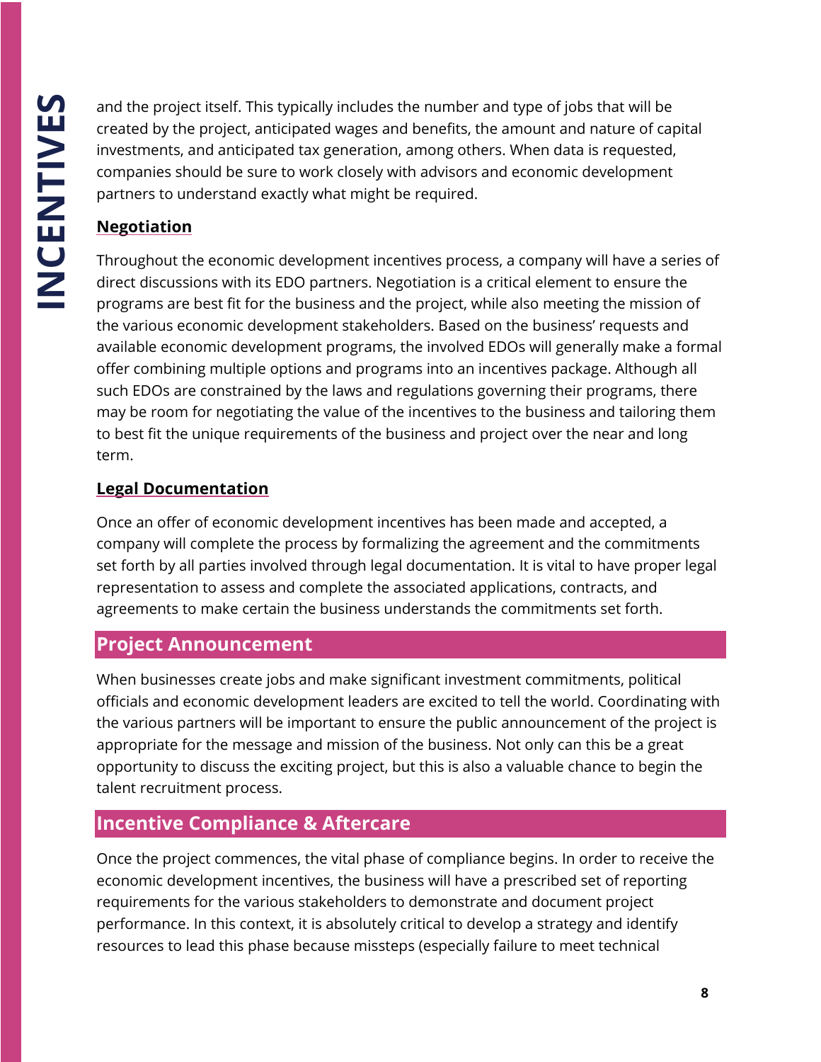and the project itself. This typically includes the number and type of jobs that will be created by the project, anticipated wages and benefits, the amount and nature of capital investments, and anticipated tax generation, among others. When data is requested, companies should be sure to work closely with advisors and economic development partners to understand exactly what might be required.

### Negotiation

Throughout the economic development incentives process, a company will have a series of direct discussions with its EDO partners. Negotiation is a critical element to ensure the programs are best fit for the business and the project, while also meeting the mission of the various economic development stakeholders. Based on the business' requests and available economic development programs, the involved EDOs will generally make a formal offer combining multiple options and programs into an incentives package. Although all such EDOs are constrained by the laws and regulations governing their programs, there may be room for negotiating the value of the incentives to the business and tailoring them to best fit the unique requirements of the business and project over the near and long term.

### Legal Documentation

Once an offer of economic development incentives has been made and accepted, a company will complete the process by formalizing the agreement and the commitments set forth by all parties involved through legal documentation. It is vital to have proper legal representation to assess and complete the associated applications, contracts, and agreements to make certain the business understands the commitments set forth.

## Project Announcement

When businesses create jobs and make significant investment commitments, political officials and economic development leaders are excited to tell the world. Coordinating with the various partners will be important to ensure the public announcement of the project is appropriate for the message and mission of the business. Not only can this be a great opportunity to discuss the exciting project, but this is also a valuable chance to begin the talent recruitment process.

## Incentive Compliance & Aftercare

Once the project commences, the vital phase of compliance begins. In order to receive the economic development incentives, the business will have a prescribed set of reporting requirements for the various stakeholders to demonstrate and document project performance. In this context, it is absolutely critical to develop a strategy and identify resources to lead this phase because missteps (especially failure to meet technical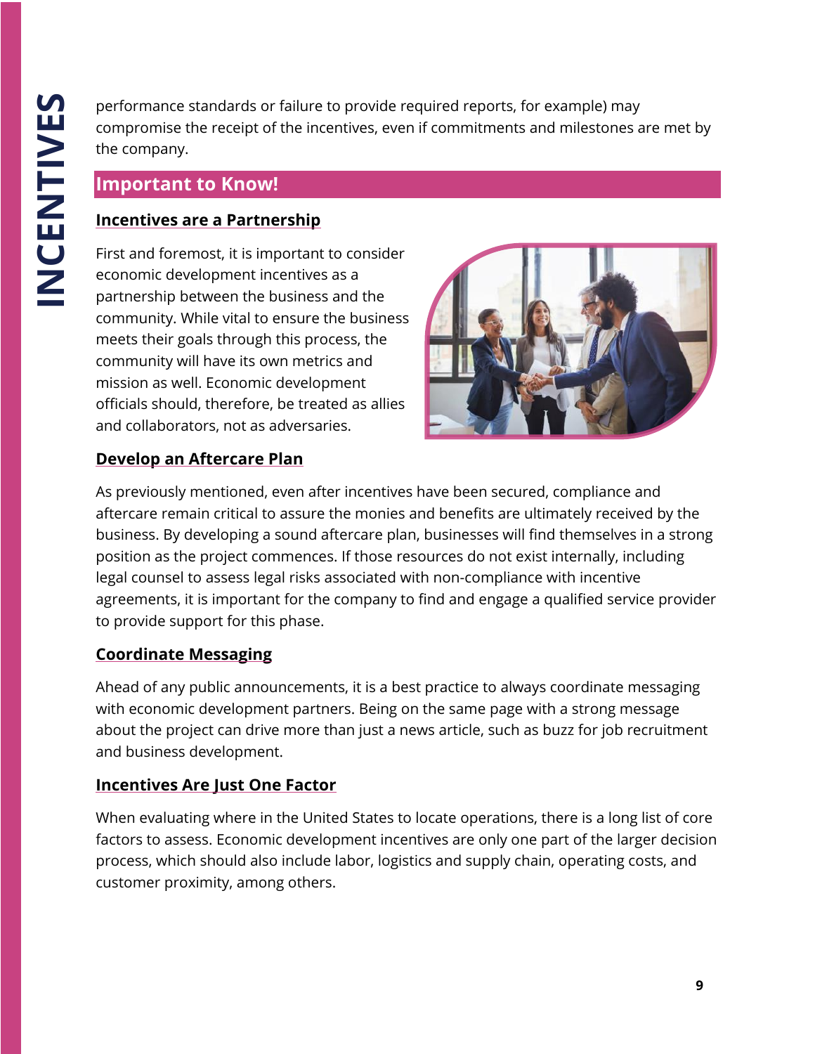performance standards or failure to provide required reports, for example) may compromise the receipt of the incentives, even if commitments and milestones are met by the company.

## Important to Know!

### Incentives are a Partnership

First and foremost, it is important to consider economic development incentives as a partnership between the business and the community. While vital to ensure the business meets their goals through this process, the community will have its own metrics and mission as well. Economic development officials should, therefore, be treated as allies and collaborators, not as adversaries.

### Develop an Aftercare Plan

As previously mentioned, even after incentives have been secured, compliance and aftercare remain critical to assure the monies and benefits are ultimately received by the business. By developing a sound aftercare plan, businesses will find themselves in a strong position as the project commences. If those resources do not exist internally, including legal counsel to assess legal risks associated with non-compliance with incentive agreements, it is important for the company to find and engage a qualified service provider to provide support for this phase.

### Coordinate Messaging

Ahead of any public announcements, it is a best practice to always coordinate messaging with economic development partners. Being on the same page with a strong message about the project can drive more than just a news article, such as buzz for job recruitment and business development.

### Incentives Are Just One Factor

When evaluating where in the United States to locate operations, there is a long list of core factors to assess. Economic development incentives are only one part of the larger decision process, which should also include labor, logistics and supply chain, operating costs, and customer proximity, among others.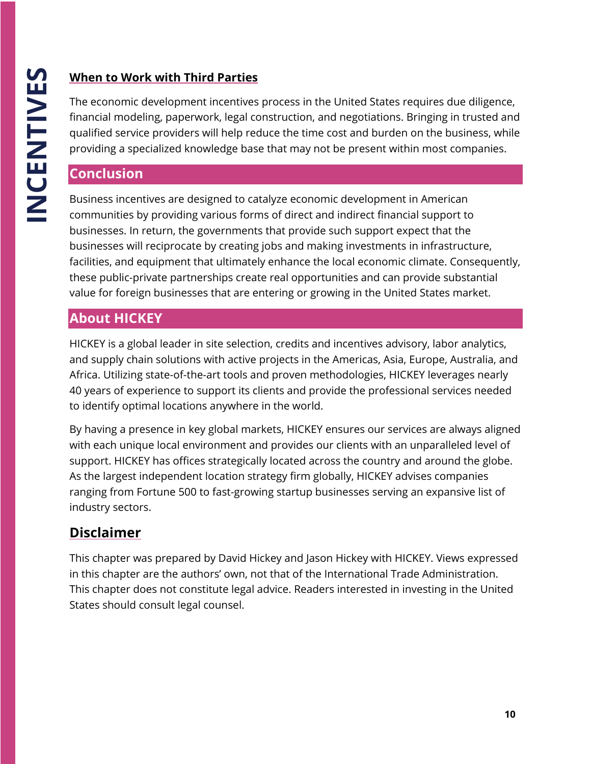### When to Work with Third Parties

The economic development incentives process in the United States requires due diligence, financial modeling, paperwork, legal construction, and negotiations. Bringing in trusted and qualified service providers will help reduce the time cost and burden on the business, while providing a specialized knowledge base that may not be present within most companies.

## Conclusion

Business incentives are designed to catalyze economic development in American communities by providing various forms of direct and indirect financial support to businesses. In return, the governments that provide such support expect that the businesses will reciprocate by creating jobs and making investments in infrastructure, facilities, and equipment that ultimately enhance the local economic climate. Consequently, these public-private partnerships create real opportunities and can provide substantial value for foreign businesses that are entering or growing in the United States market.

## About HICKEY

HICKEY is a global leader in site selection, credits and incentives advisory, labor analytics, and supply chain solutions with active projects in the Americas, Asia, Europe, Australia, and Africa. Utilizing state-of-the-art tools and proven methodologies, HICKEY leverages nearly 40 years of experience to support its clients and provide the professional services needed to identify optimal locations anywhere in the world.

By having a presence in key global markets, HICKEY ensures our services are always aligned with each unique local environment and provides our clients with an unparalleled level of support. HICKEY has offices strategically located across the country and around the globe. As the largest independent location strategy firm globally, HICKEY advises companies ranging from Fortune 500 to fast-growing startup businesses serving an expansive list of industry sectors.

### Disclaimer

This chapter was prepared by David Hickey and Jason Hickey with HICKEY. Views expressed in this chapter are the authors' own, not that of the International Trade Administration. This chapter does not constitute legal advice. Readers interested in investing in the United States should consult legal counsel.